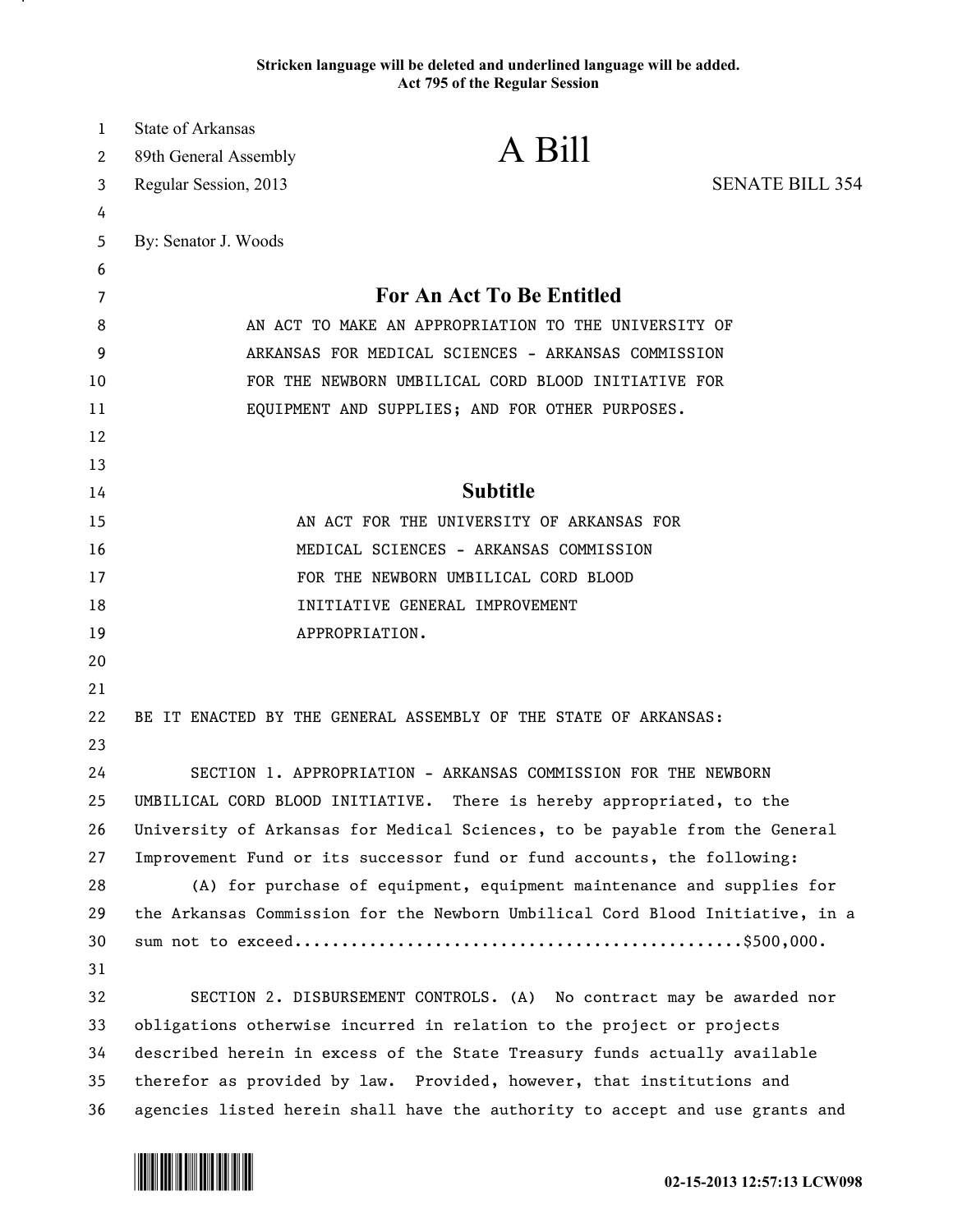Stricken language will be deleted and underlined language will be added.
Act 795 of the Regular Session

State of Arkansas
89th General Assembly
Regular Session, 2013

# A Bill

SENATE BILL 354

By: Senator J. Woods

## For An Act To Be Entitled

AN ACT TO MAKE AN APPROPRIATION TO THE UNIVERSITY OF ARKANSAS FOR MEDICAL SCIENCES - ARKANSAS COMMISSION FOR THE NEWBORN UMBILICAL CORD BLOOD INITIATIVE FOR EQUIPMENT AND SUPPLIES; AND FOR OTHER PURPOSES.

## Subtitle

AN ACT FOR THE UNIVERSITY OF ARKANSAS FOR MEDICAL SCIENCES - ARKANSAS COMMISSION FOR THE NEWBORN UMBILICAL CORD BLOOD INITIATIVE GENERAL IMPROVEMENT APPROPRIATION.

BE IT ENACTED BY THE GENERAL ASSEMBLY OF THE STATE OF ARKANSAS:

SECTION 1. APPROPRIATION - ARKANSAS COMMISSION FOR THE NEWBORN UMBILICAL CORD BLOOD INITIATIVE. There is hereby appropriated, to the University of Arkansas for Medical Sciences, to be payable from the General Improvement Fund or its successor fund or fund accounts, the following:

(A) for purchase of equipment, equipment maintenance and supplies for the Arkansas Commission for the Newborn Umbilical Cord Blood Initiative, in a sum not to exceed................................................$500,000.

SECTION 2. DISBURSEMENT CONTROLS. (A) No contract may be awarded nor obligations otherwise incurred in relation to the project or projects described herein in excess of the State Treasury funds actually available therefor as provided by law. Provided, however, that institutions and agencies listed herein shall have the authority to accept and use grants and

02-15-2013 12:57:13 LCW098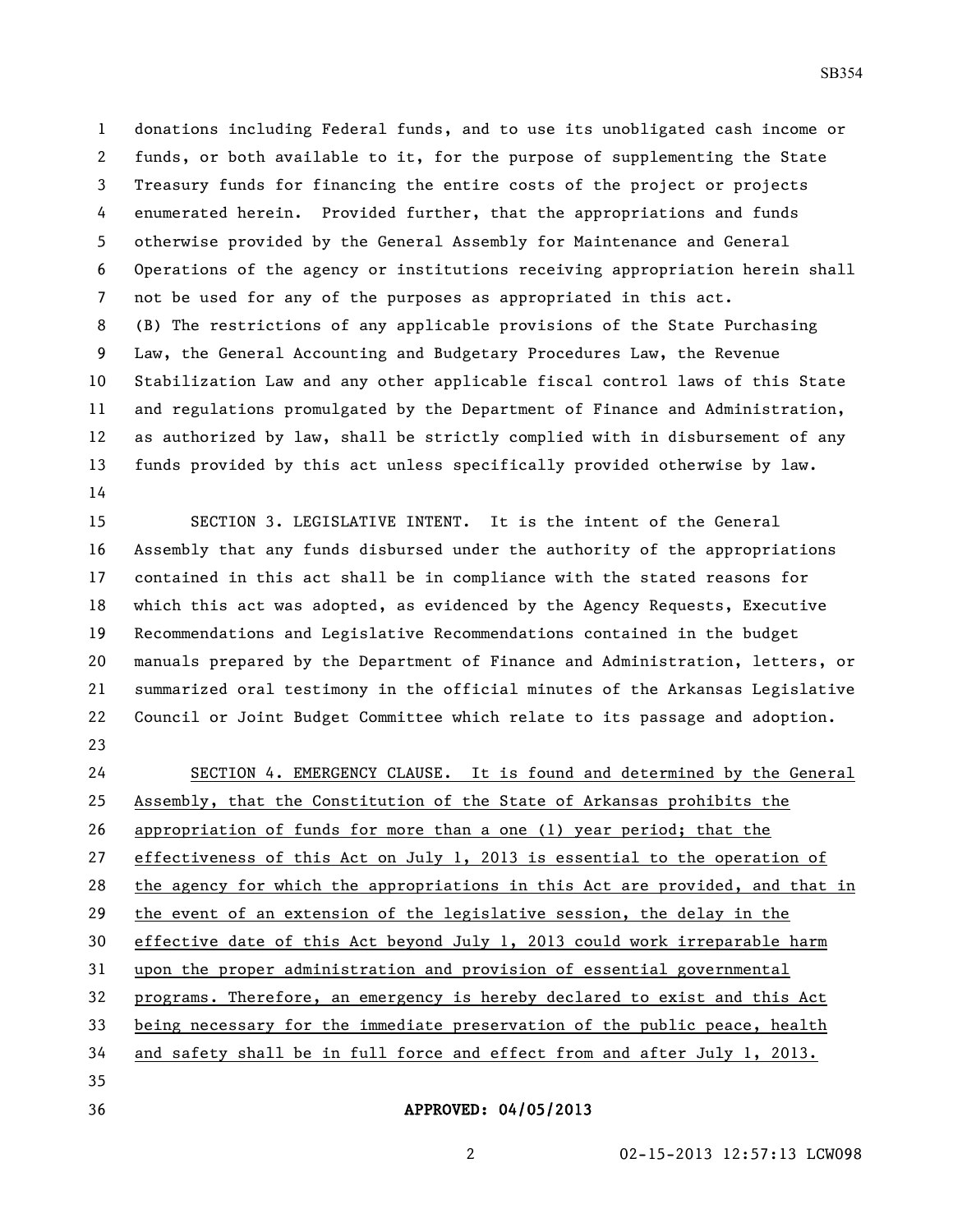donations including Federal funds, and to use its unobligated cash income or funds, or both available to it, for the purpose of supplementing the State Treasury funds for financing the entire costs of the project or projects enumerated herein. Provided further, that the appropriations and funds otherwise provided by the General Assembly for Maintenance and General Operations of the agency or institutions receiving appropriation herein shall not be used for any of the purposes as appropriated in this act.

(B) The restrictions of any applicable provisions of the State Purchasing Law, the General Accounting and Budgetary Procedures Law, the Revenue Stabilization Law and any other applicable fiscal control laws of this State and regulations promulgated by the Department of Finance and Administration, as authorized by law, shall be strictly complied with in disbursement of any funds provided by this act unless specifically provided otherwise by law.

SECTION 3. LEGISLATIVE INTENT. It is the intent of the General Assembly that any funds disbursed under the authority of the appropriations contained in this act shall be in compliance with the stated reasons for which this act was adopted, as evidenced by the Agency Requests, Executive Recommendations and Legislative Recommendations contained in the budget manuals prepared by the Department of Finance and Administration, letters, or summarized oral testimony in the official minutes of the Arkansas Legislative Council or Joint Budget Committee which relate to its passage and adoption.

SECTION 4. EMERGENCY CLAUSE. It is found and determined by the General Assembly, that the Constitution of the State of Arkansas prohibits the appropriation of funds for more than a one (1) year period; that the effectiveness of this Act on July 1, 2013 is essential to the operation of the agency for which the appropriations in this Act are provided, and that in the event of an extension of the legislative session, the delay in the effective date of this Act beyond July 1, 2013 could work irreparable harm upon the proper administration and provision of essential governmental programs. Therefore, an emergency is hereby declared to exist and this Act being necessary for the immediate preservation of the public peace, health and safety shall be in full force and effect from and after July 1, 2013.

**APPROVED: 04/05/2013**